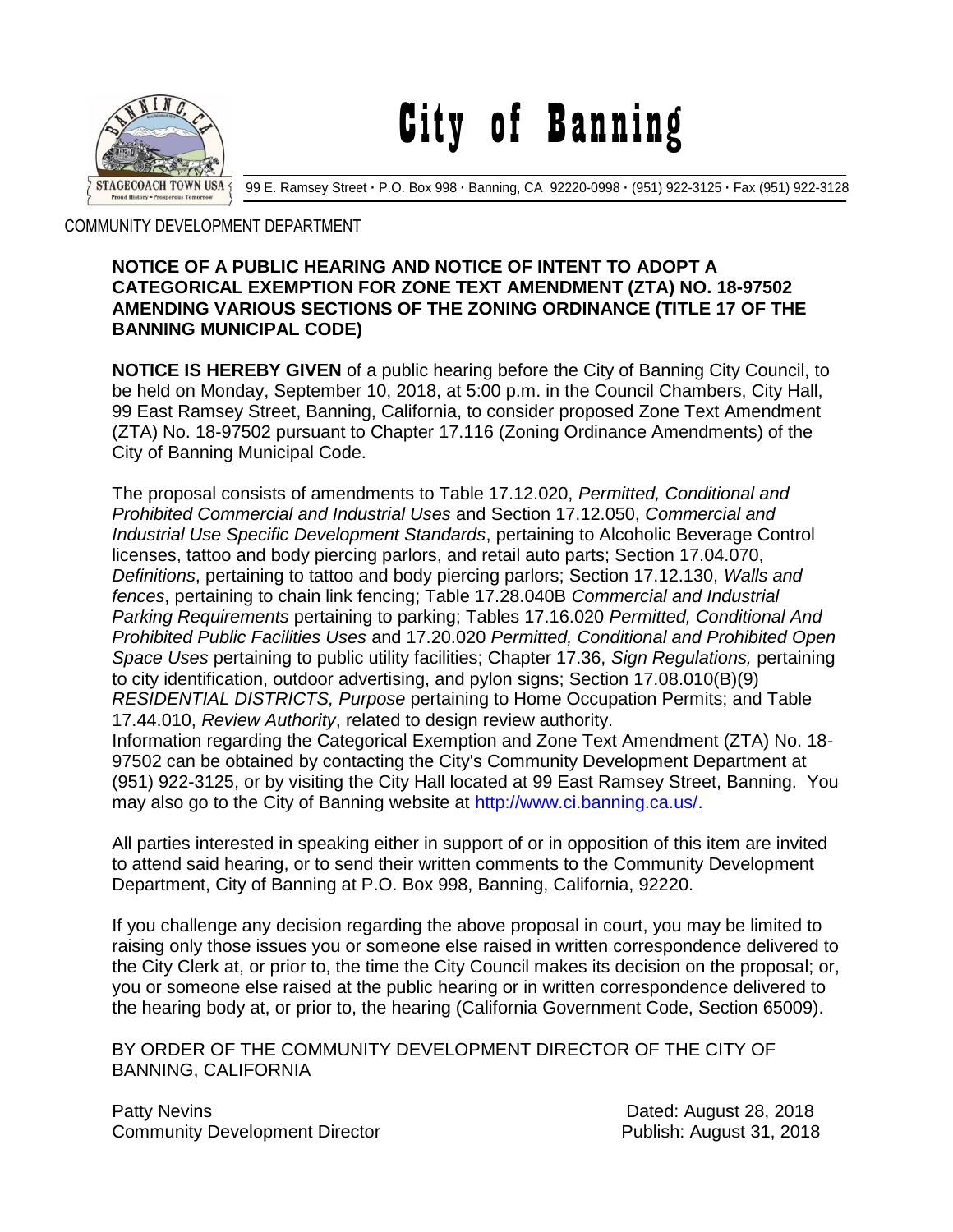# City of Banning

99 E. Ramsey Street · P.O. Box 998 · Banning, CA 92220-0998 · (951) 922-3125 · Fax (951) 922-3128

COMMUNITY DEVELOPMENT DEPARTMENT

**NOTICE OF A PUBLIC HEARING AND NOTICE OF INTENT TO ADOPT A CATEGORICAL EXEMPTION FOR ZONE TEXT AMENDMENT (ZTA) NO. 18-97502 AMENDING VARIOUS SECTIONS OF THE ZONING ORDINANCE (TITLE 17 OF THE BANNING MUNICIPAL CODE)**

**NOTICE IS HEREBY GIVEN** of a public hearing before the City of Banning City Council, to be held on Monday, September 10, 2018, at 5:00 p.m. in the Council Chambers, City Hall, 99 East Ramsey Street, Banning, California, to consider proposed Zone Text Amendment (ZTA) No. 18-97502 pursuant to Chapter 17.116 (Zoning Ordinance Amendments) of the City of Banning Municipal Code.

The proposal consists of amendments to Table 17.12.020, *Permitted, Conditional and Prohibited Commercial and Industrial Uses* and Section 17.12.050, *Commercial and Industrial Use Specific Development Standards*, pertaining to Alcoholic Beverage Control licenses, tattoo and body piercing parlors, and retail auto parts; Section 17.04.070, *Definitions*, pertaining to tattoo and body piercing parlors; Section 17.12.130, *Walls and fences*, pertaining to chain link fencing; Table 17.28.040B *Commercial and Industrial Parking Requirements* pertaining to parking; Tables 17.16.020 *Permitted, Conditional And Prohibited Public Facilities Uses* and 17.20.020 *Permitted, Conditional and Prohibited Open Space Uses* pertaining to public utility facilities; Chapter 17.36, *Sign Regulations,* pertaining to city identification, outdoor advertising, and pylon signs; Section 17.08.010(B)(9) *RESIDENTIAL DISTRICTS, Purpose* pertaining to Home Occupation Permits; and Table 17.44.010, *Review Authority*, related to design review authority.
Information regarding the Categorical Exemption and Zone Text Amendment (ZTA) No. 18-97502 can be obtained by contacting the City's Community Development Department at (951) 922-3125, or by visiting the City Hall located at 99 East Ramsey Street, Banning. You may also go to the City of Banning website at http://www.ci.banning.ca.us/.

All parties interested in speaking either in support of or in opposition of this item are invited to attend said hearing, or to send their written comments to the Community Development Department, City of Banning at P.O. Box 998, Banning, California, 92220.

If you challenge any decision regarding the above proposal in court, you may be limited to raising only those issues you or someone else raised in written correspondence delivered to the City Clerk at, or prior to, the time the City Council makes its decision on the proposal; or, you or someone else raised at the public hearing or in written correspondence delivered to the hearing body at, or prior to, the hearing (California Government Code, Section 65009).

BY ORDER OF THE COMMUNITY DEVELOPMENT DIRECTOR OF THE CITY OF BANNING, CALIFORNIA

Patty Nevins
Community Development Director

Dated: August 28, 2018
Publish: August 31, 2018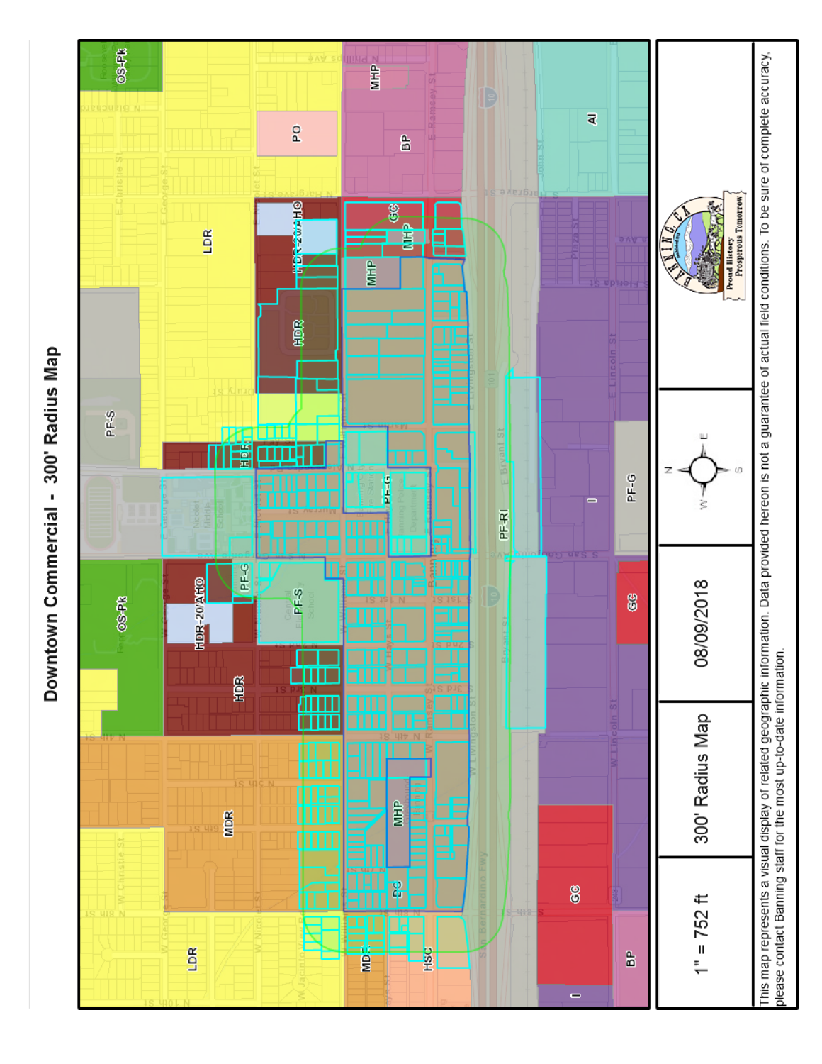# Downtown Commercial - 300' Radius Map

LDR

PF-S

OS-Pk

PO

MHP

BP

AI

HDR-20/AHO

GC

MHP

HDR

PF-G

HDR-20/AHO

PF-S

HDR

MDR

MHP

DC

MDR

HSC

LDR

PF-RI

I

PF-G

GG

GG

BP

I

N

W E

S

| | | | |
|---|---|---|---|
| 1" = 752 ft | 300' Radius Map | 08/09/2018 | |

This map represents a visual display of related geographic information. Data provided hereon is not a guarantee of actual field conditions. To be sure of complete accuracy, please contact Banning staff for the most up-to-date information.